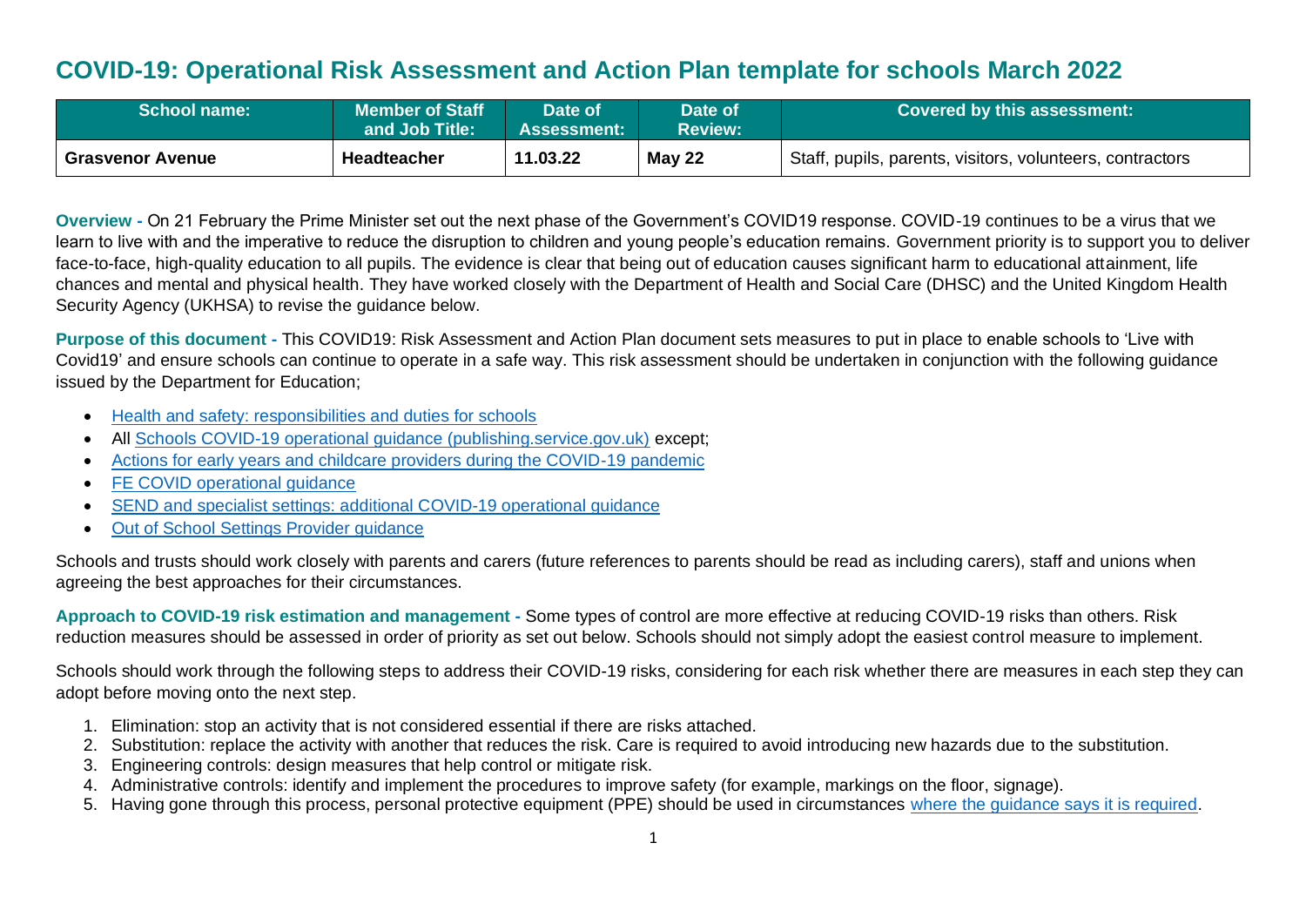# COVID-19: Operational Risk Assessment and Action Plan template for schools March 2022

| School name: | Member of Staff and Job Title: | Date of Assessment: | Date of Review: | Covered by this assessment: |
|---|---|---|---|---|
| **Grasvenor Avenue** | **Headteacher** | **11.03.22** | **May 22** | Staff, pupils, parents, visitors, volunteers, contractors |

**Overview -** On 21 February the Prime Minister set out the next phase of the Government's COVID19 response. COVID-19 continues to be a virus that we learn to live with and the imperative to reduce the disruption to children and young people's education remains. Government priority is to support you to deliver face-to-face, high-quality education to all pupils. The evidence is clear that being out of education causes significant harm to educational attainment, life chances and mental and physical health. They have worked closely with the Department of Health and Social Care (DHSC) and the United Kingdom Health Security Agency (UKHSA) to revise the guidance below.

**Purpose of this document -** This COVID19: Risk Assessment and Action Plan document sets measures to put in place to enable schools to 'Live with Covid19' and ensure schools can continue to operate in a safe way. This risk assessment should be undertaken in conjunction with the following guidance issued by the Department for Education;

- Health and safety: responsibilities and duties for schools
- All Schools COVID-19 operational guidance (publishing.service.gov.uk) except;
- Actions for early years and childcare providers during the COVID-19 pandemic
- FE COVID operational guidance
- SEND and specialist settings: additional COVID-19 operational guidance
- Out of School Settings Provider guidance

Schools and trusts should work closely with parents and carers (future references to parents should be read as including carers), staff and unions when agreeing the best approaches for their circumstances.

**Approach to COVID-19 risk estimation and management -** Some types of control are more effective at reducing COVID-19 risks than others. Risk reduction measures should be assessed in order of priority as set out below. Schools should not simply adopt the easiest control measure to implement.

Schools should work through the following steps to address their COVID-19 risks, considering for each risk whether there are measures in each step they can adopt before moving onto the next step.

1. Elimination: stop an activity that is not considered essential if there are risks attached.
2. Substitution: replace the activity with another that reduces the risk. Care is required to avoid introducing new hazards due to the substitution.
3. Engineering controls: design measures that help control or mitigate risk.
4. Administrative controls: identify and implement the procedures to improve safety (for example, markings on the floor, signage).
5. Having gone through this process, personal protective equipment (PPE) should be used in circumstances where the guidance says it is required.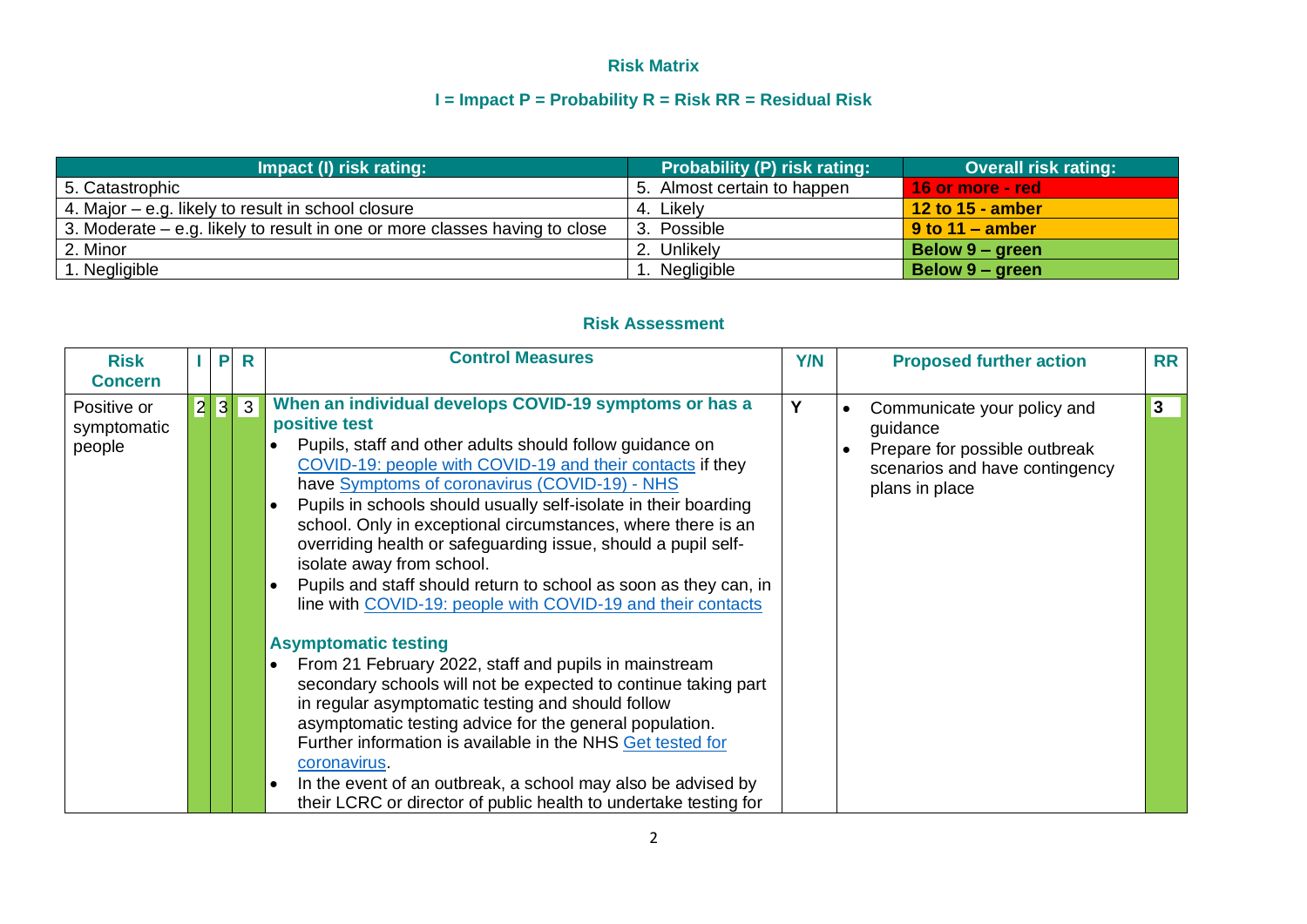## Risk Matrix

**I = Impact P = Probability R = Risk RR = Residual Risk**

| Impact (I) risk rating: | Probability (P) risk rating: | Overall risk rating: |
|---|---|---|
| 5. Catastrophic | 5. Almost certain to happen | **16 or more - red** |
| 4. Major – e.g. likely to result in school closure | 4. Likely | **12 to 15 - amber** |
| 3. Moderate – e.g. likely to result in one or more classes having to close | 3. Possible | **9 to 11 – amber** |
| 2. Minor | 2. Unlikely | **Below 9 – green** |
| 1. Negligible | 1. Negligible | **Below 9 – green** |

## Risk Assessment

| Risk Concern | I | P | R | Control Measures | Y/N | Proposed further action | RR |
|---|---|---|---|---|---|---|---|
| Positive or symptomatic people | 2 | 3 | 3 | **When an individual develops COVID-19 symptoms or has a positive test**<br>• Pupils, staff and other adults should follow guidance on COVID-19: people with COVID-19 and their contacts if they have Symptoms of coronavirus (COVID-19) - NHS<br>• Pupils in schools should usually self-isolate in their boarding school. Only in exceptional circumstances, where there is an overriding health or safeguarding issue, should a pupil self-isolate away from school.<br>• Pupils and staff should return to school as soon as they can, in line with COVID-19: people with COVID-19 and their contacts<br><br>**Asymptomatic testing**<br>• From 21 February 2022, staff and pupils in mainstream secondary schools will not be expected to continue taking part in regular asymptomatic testing and should follow asymptomatic testing advice for the general population. Further information is available in the NHS Get tested for coronavirus.<br>• In the event of an outbreak, a school may also be advised by their LCRC or director of public health to undertake testing for | Y | • Communicate your policy and guidance<br>• Prepare for possible outbreak scenarios and have contingency plans in place | **3** |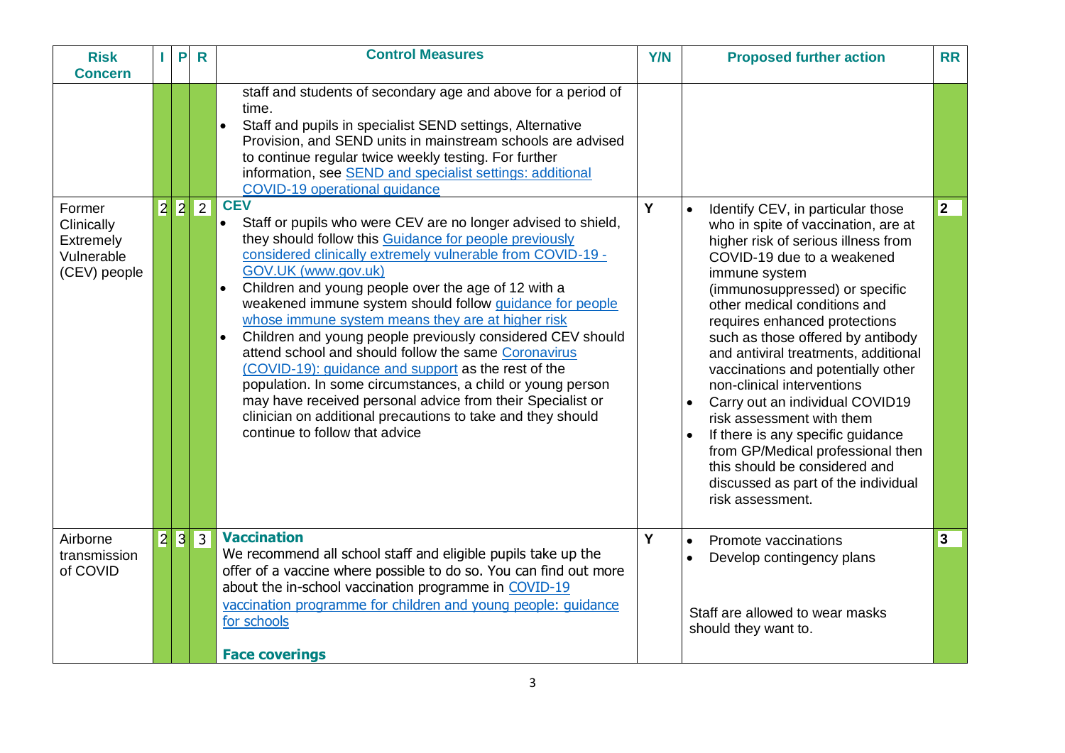| Risk Concern | I | P | R | Control Measures | Y/N | Proposed further action | RR |
|---|---|---|---|---|---|---|---|
| | | | | staff and students of secondary age and above for a period of time.<br>• Staff and pupils in specialist SEND settings, Alternative Provision, and SEND units in mainstream schools are advised to continue regular twice weekly testing. For further information, see SEND and specialist settings: additional COVID-19 operational guidance | | | |
| Former Clinically Extremely Vulnerable (CEV) people | 2 | 2 | 2 | **CEV**<br>• Staff or pupils who were CEV are no longer advised to shield, they should follow this Guidance for people previously considered clinically extremely vulnerable from COVID-19 - GOV.UK (www.gov.uk)<br>• Children and young people over the age of 12 with a weakened immune system should follow guidance for people whose immune system means they are at higher risk<br>• Children and young people previously considered CEV should attend school and should follow the same Coronavirus (COVID-19): guidance and support as the rest of the population. In some circumstances, a child or young person may have received personal advice from their Specialist or clinician on additional precautions to take and they should continue to follow that advice | Y | • Identify CEV, in particular those who in spite of vaccination, are at higher risk of serious illness from COVID-19 due to a weakened immune system (immunosuppressed) or specific other medical conditions and requires enhanced protections such as those offered by antibody and antiviral treatments, additional vaccinations and potentially other non-clinical interventions<br>• Carry out an individual COVID19 risk assessment with them<br>• If there is any specific guidance from GP/Medical professional then this should be considered and discussed as part of the individual risk assessment. | 2 |
| Airborne transmission of COVID | 2 | 3 | 3 | **Vaccination**<br>We recommend all school staff and eligible pupils take up the offer of a vaccine where possible to do so. You can find out more about the in-school vaccination programme in COVID-19 vaccination programme for children and young people: guidance for schools<br><br>**Face coverings** | Y | • Promote vaccinations<br>• Develop contingency plans<br><br>Staff are allowed to wear masks should they want to. | 3 |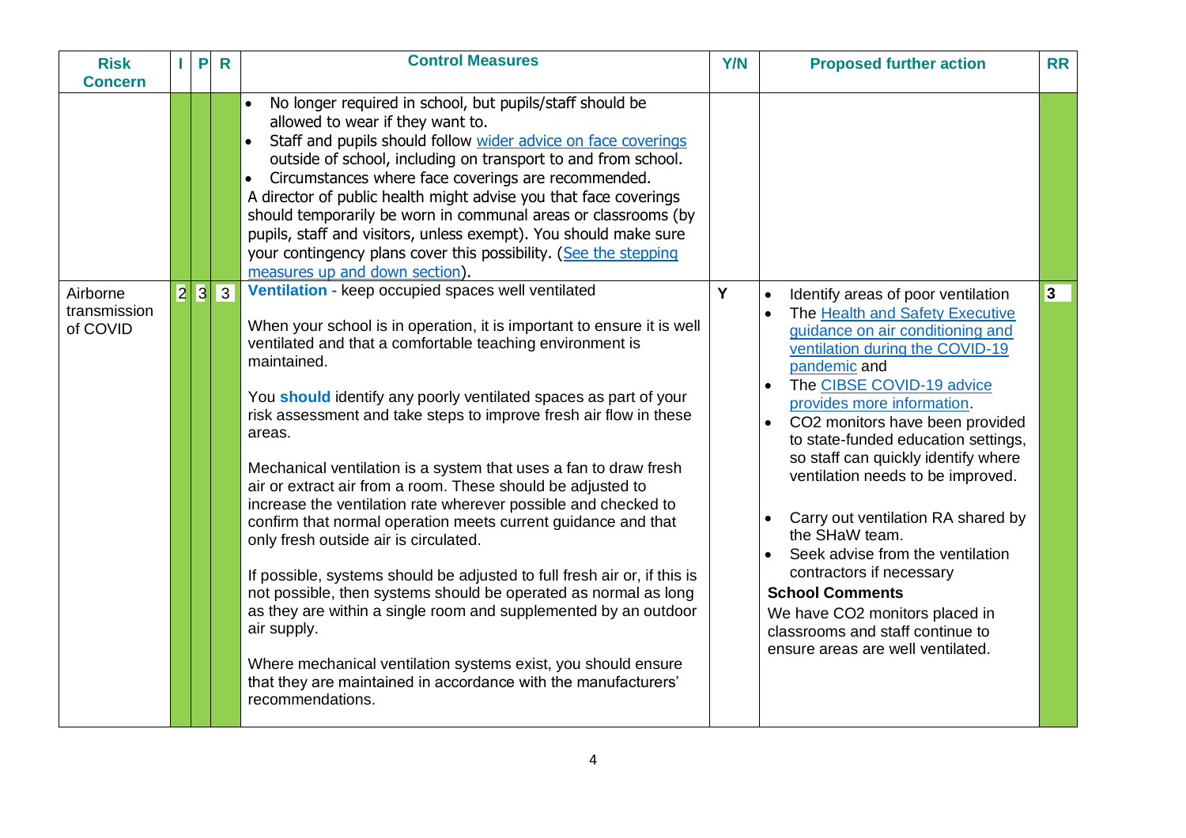| Risk Concern | I | P | R | Control Measures | Y/N | Proposed further action | RR |
|---|---|---|---|---|---|---|---|
| | | | | • No longer required in school, but pupils/staff should be allowed to wear if they want to.<br>• Staff and pupils should follow [wider advice on face coverings]() outside of school, including on transport to and from school.<br>• Circumstances where face coverings are recommended.<br>A director of public health might advise you that face coverings should temporarily be worn in communal areas or classrooms (by pupils, staff and visitors, unless exempt). You should make sure your contingency plans cover this possibility. ([See the stepping measures up and down section]()). | | | |
| Airborne transmission of COVID | 2 | 3 | 3 | **Ventilation -** keep occupied spaces well ventilated<br><br>When your school is in operation, it is important to ensure it is well ventilated and that a comfortable teaching environment is maintained.<br><br>You **should** identify any poorly ventilated spaces as part of your risk assessment and take steps to improve fresh air flow in these areas.<br><br>Mechanical ventilation is a system that uses a fan to draw fresh air or extract air from a room. These should be adjusted to increase the ventilation rate wherever possible and checked to confirm that normal operation meets current guidance and that only fresh outside air is circulated.<br><br>If possible, systems should be adjusted to full fresh air or, if this is not possible, then systems should be operated as normal as long as they are within a single room and supplemented by an outdoor air supply.<br><br>Where mechanical ventilation systems exist, you should ensure that they are maintained in accordance with the manufacturers' recommendations. | Y | • Identify areas of poor ventilation<br>• The [Health and Safety Executive guidance on air conditioning and ventilation during the COVID-19 pandemic]() and<br>• The [CIBSE COVID-19 advice provides more information]().<br>• $CO_2$ monitors have been provided to state-funded education settings, so staff can quickly identify where ventilation needs to be improved.<br><br>• Carry out ventilation RA shared by the SHaW team.<br>• Seek advise from the ventilation contractors if necessary<br>**School Comments**<br>We have $CO_2$ monitors placed in classrooms and staff continue to ensure areas are well ventilated. | 3 |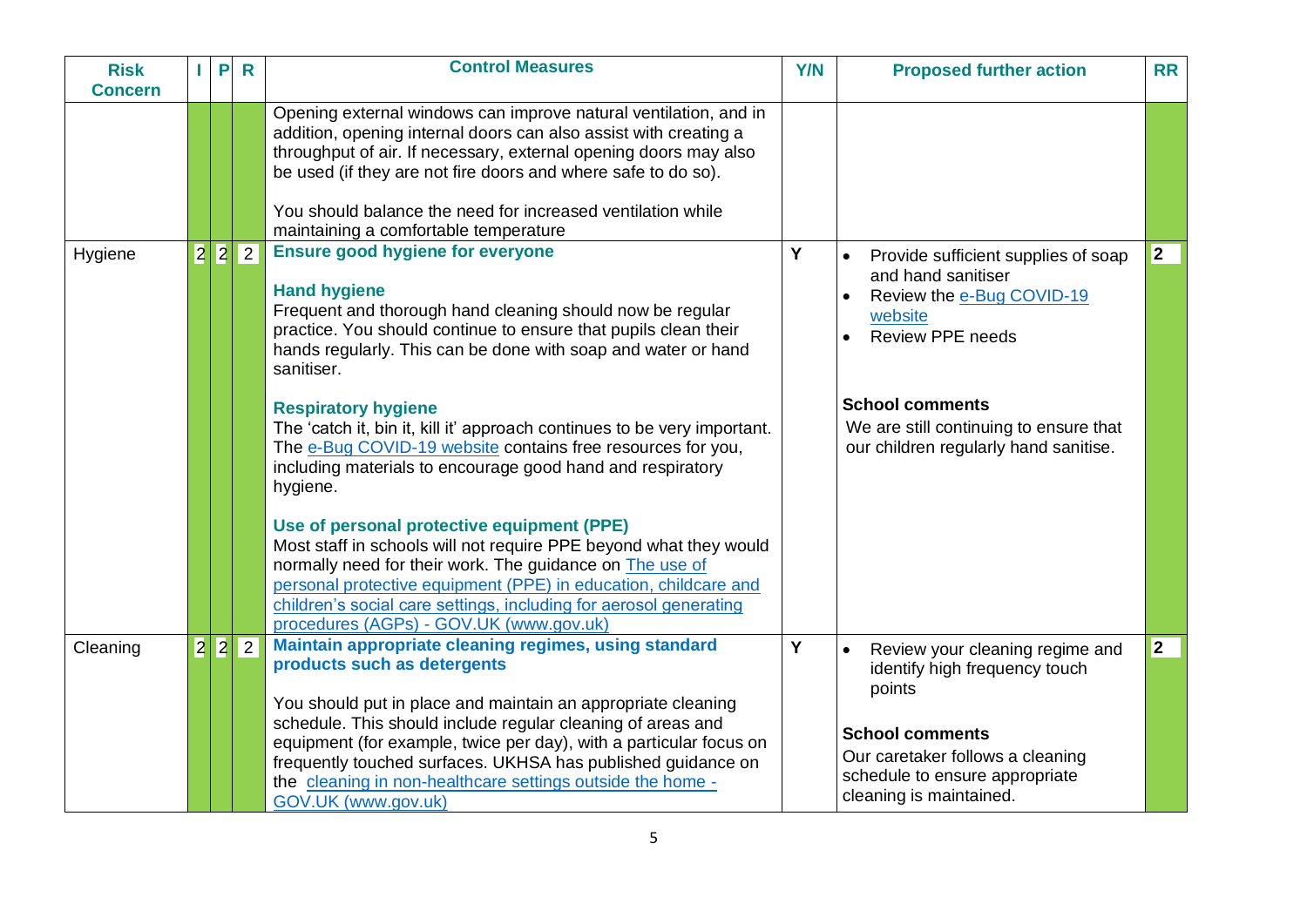| Risk Concern | I | P | R | Control Measures | Y/N | Proposed further action | RR |
|---|---|---|---|---|---|---|---|
| | | | | Opening external windows can improve natural ventilation, and in addition, opening internal doors can also assist with creating a throughput of air. If necessary, external opening doors may also be used (if they are not fire doors and where safe to do so).<br><br>You should balance the need for increased ventilation while maintaining a comfortable temperature | | | |
| Hygiene | 2 | 2 | 2 | **Ensure good hygiene for everyone**<br><br>**Hand hygiene**<br>Frequent and thorough hand cleaning should now be regular practice. You should continue to ensure that pupils clean their hands regularly. This can be done with soap and water or hand sanitiser.<br><br>**Respiratory hygiene**<br>The 'catch it, bin it, kill it' approach continues to be very important. The e-Bug COVID-19 website contains free resources for you, including materials to encourage good hand and respiratory hygiene.<br><br>**Use of personal protective equipment (PPE)**<br>Most staff in schools will not require PPE beyond what they would normally need for their work. The guidance on The use of personal protective equipment (PPE) in education, childcare and children's social care settings, including for aerosol generating procedures (AGPs) - GOV.UK (www.gov.uk) | Y | • Provide sufficient supplies of soap and hand sanitiser<br>• Review the e-Bug COVID-19 website<br>• Review PPE needs<br><br>**School comments**<br>We are still continuing to ensure that our children regularly hand sanitise. | 2 |
| Cleaning | 2 | 2 | 2 | **Maintain appropriate cleaning regimes, using standard products such as detergents**<br><br>You should put in place and maintain an appropriate cleaning schedule. This should include regular cleaning of areas and equipment (for example, twice per day), with a particular focus on frequently touched surfaces. UKHSA has published guidance on the cleaning in non-healthcare settings outside the home - GOV.UK (www.gov.uk) | Y | • Review your cleaning regime and identify high frequency touch points<br><br>**School comments**<br>Our caretaker follows a cleaning schedule to ensure appropriate cleaning is maintained. | 2 |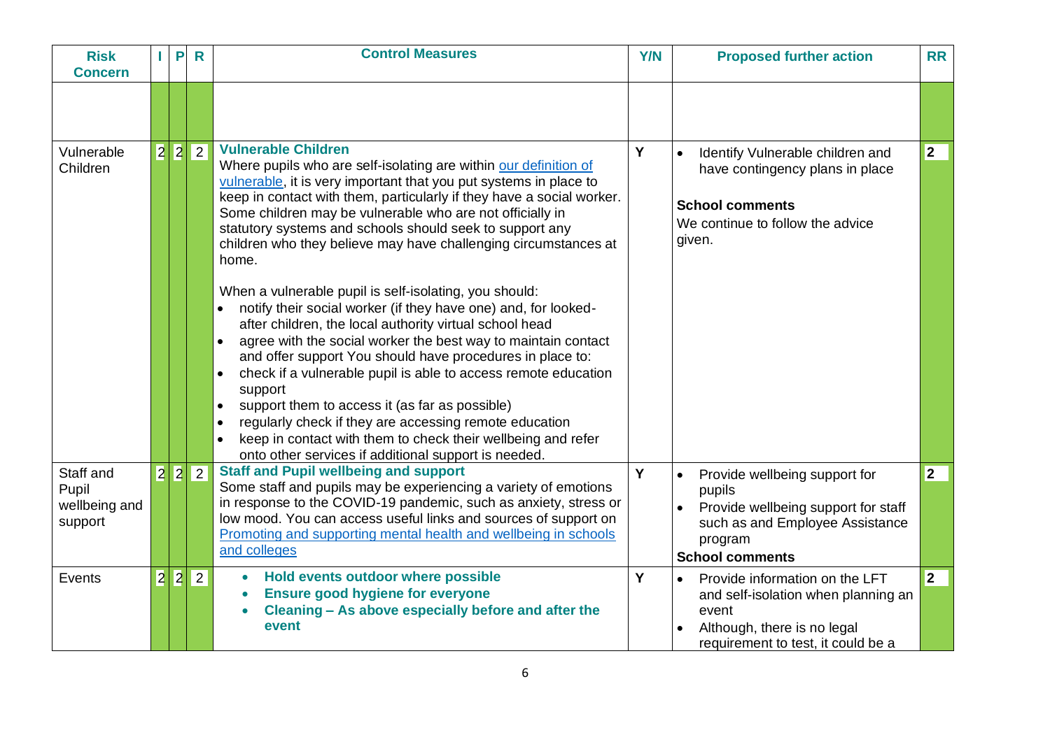| Risk Concern | I | P | R | Control Measures | Y/N | Proposed further action | RR |
|---|---|---|---|---|---|---|---|
| | | | | | | | |
| Vulnerable Children | 2 | 2 | 2 | **Vulnerable Children**<br>Where pupils who are self-isolating are within [our definition of vulnerable](), it is very important that you put systems in place to keep in contact with them, particularly if they have a social worker. Some children may be vulnerable who are not officially in statutory systems and schools should seek to support any children who they believe may have challenging circumstances at home.<br><br>When a vulnerable pupil is self-isolating, you should:<br>• notify their social worker (if they have one) and, for looked-after children, the local authority virtual school head<br>• agree with the social worker the best way to maintain contact and offer support You should have procedures in place to:<br>• check if a vulnerable pupil is able to access remote education support<br>• support them to access it (as far as possible)<br>• regularly check if they are accessing remote education<br>• keep in contact with them to check their wellbeing and refer onto other services if additional support is needed. | Y | • Identify Vulnerable children and have contingency plans in place<br><br>**School comments**<br>We continue to follow the advice given. | 2 |
| Staff and Pupil wellbeing and support | 2 | 2 | 2 | **Staff and Pupil wellbeing and support**<br>Some staff and pupils may be experiencing a variety of emotions in response to the COVID-19 pandemic, such as anxiety, stress or low mood. You can access useful links and sources of support on [Promoting and supporting mental health and wellbeing in schools and colleges]() | Y | • Provide wellbeing support for pupils<br>• Provide wellbeing support for staff such as and Employee Assistance program<br>**School comments** | 2 |
| Events | 2 | 2 | 2 | • **Hold events outdoor where possible**<br>• **Ensure good hygiene for everyone**<br>• **Cleaning – As above especially before and after the event** | Y | • Provide information on the LFT and self-isolation when planning an event<br>• Although, there is no legal requirement to test, it could be a | 2 |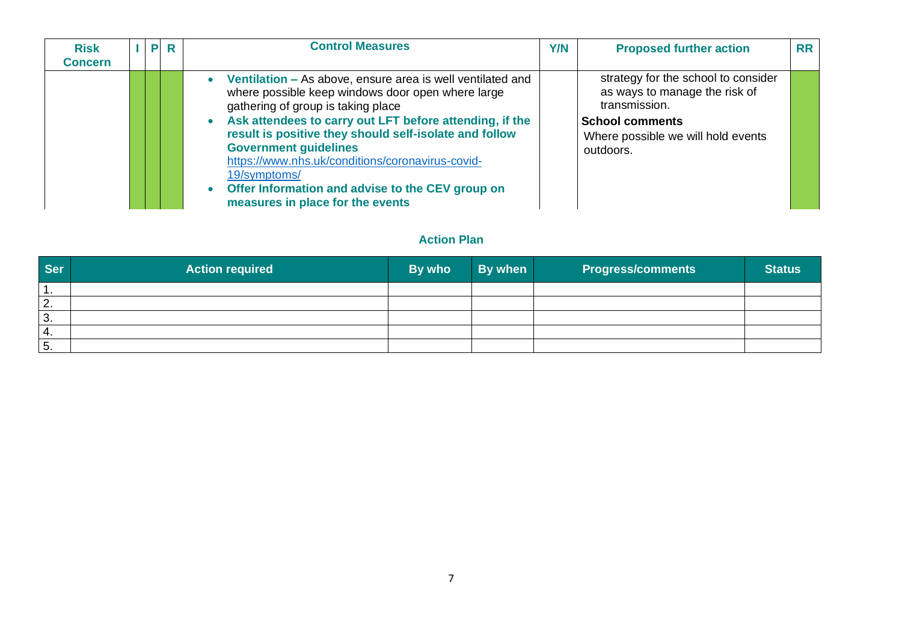| Risk Concern | I | P | R | Control Measures | Y/N | Proposed further action | RR |
|---|---|---|---|---|---|---|---|
| | | | | • **Ventilation –** As above, ensure area is well ventilated and where possible keep windows door open where large gathering of group is taking place<br>• **Ask attendees to carry out LFT before attending, if the result is positive they should self-isolate and follow Government guidelines** https://www.nhs.uk/conditions/coronavirus-covid-19/symptoms/<br>• **Offer Information and advise to the CEV group on measures in place for the events** | | strategy for the school to consider as ways to manage the risk of transmission.<br>**School comments**<br>Where possible we will hold events outdoors. | |

## Action Plan

| Ser | Action required | By who | By when | Progress/comments | Status |
|---|---|---|---|---|---|
| 1. | | | | | |
| 2. | | | | | |
| 3. | | | | | |
| 4. | | | | | |
| 5. | | | | | |